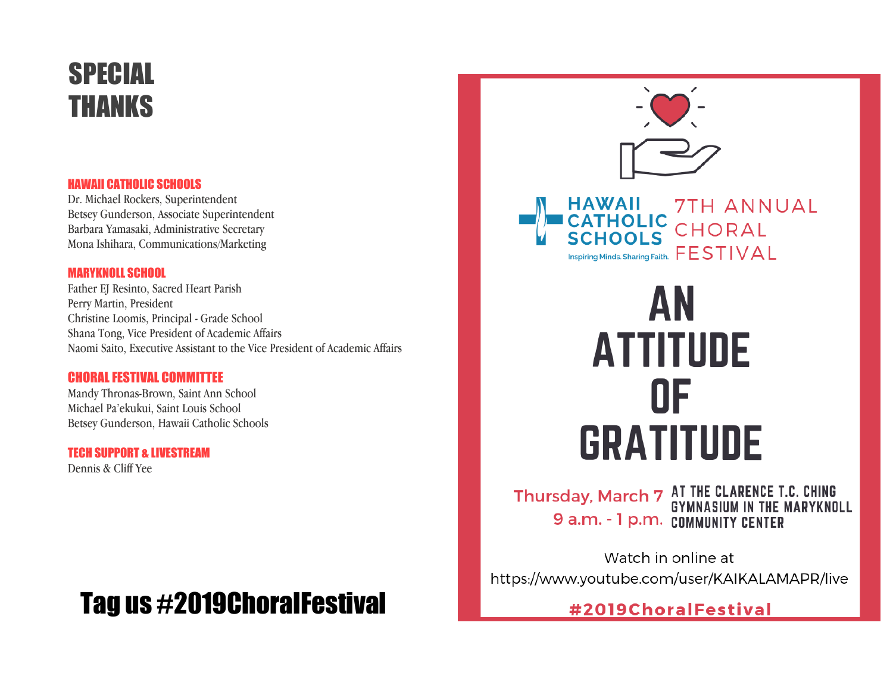# SPECIAL THANKS

**HAWAII CATHOLIC SCHOOLS**

Dr. Michael Rockers, Superintendent
Betsey Gunderson, Associate Superintendent
Barbara Yamasaki, Administrative Secretary
Mona Ishihara, Communications/Marketing

**MARYKNOLL SCHOOL**

Father EJ Resinto, Sacred Heart Parish
Perry Martin, President
Christine Loomis, Principal - Grade School
Shana Tong, Vice President of Academic Affairs
Naomi Saito, Executive Assistant to the Vice President of Academic Affairs

**CHORAL FESTIVAL COMMITTEE**

Mandy Thronas-Brown, Saint Ann School
Michael Pa'ekukui, Saint Louis School
Betsey Gunderson, Hawaii Catholic Schools

**TECH SUPPORT & LIVESTREAM**

Dennis & Cliff Yee

## Tag us #2019ChoralFestival

HAWAII CATHOLIC SCHOOLS
Inspiring Minds. Sharing Faith.

7TH ANNUAL CHORAL FESTIVAL

# AN ATTITUDE OF GRATITUDE

Thursday, March 7
9 a.m. - 1 p.m.

AT THE CLARENCE T.C. CHING GYMNASIUM IN THE MARYKNOLL COMMUNITY CENTER

Watch in online at
https://www.youtube.com/user/KAIKALAMAPR/live

#2019ChoralFestival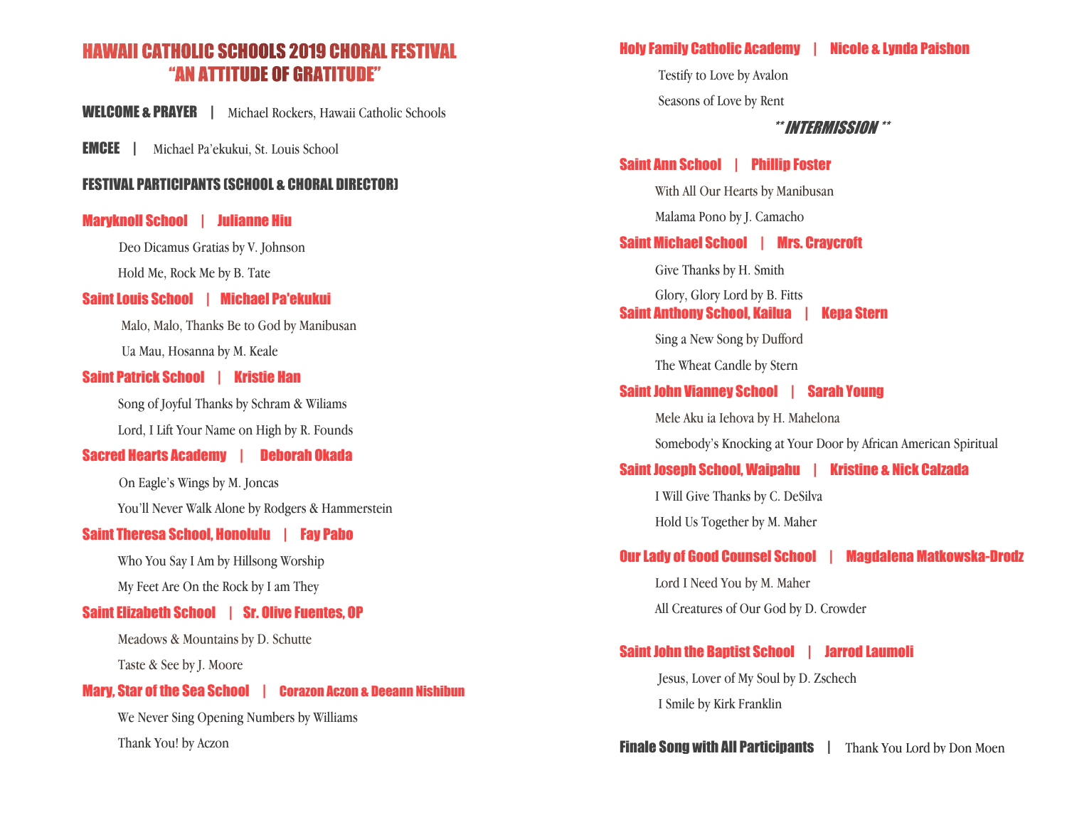# HAWAII CATHOLIC SCHOOLS 2019 CHORAL FESTIVAL
# "AN ATTITUDE OF GRATITUDE"

**WELCOME & PRAYER** | Michael Rockers, Hawaii Catholic Schools

**EMCEE** | Michael Pa'ekukui, St. Louis School

**FESTIVAL PARTICIPANTS (SCHOOL & CHORAL DIRECTOR)**

### Maryknoll School | Julianne Hiu

Deo Dicamus Gratias by V. Johnson

Hold Me, Rock Me by B. Tate

### Saint Louis School | Michael Pa'ekukui

Malo, Malo, Thanks Be to God by Manibusan

Ua Mau, Hosanna by M. Keale

### Saint Patrick School | Kristie Han

Song of Joyful Thanks by Schram & Wiliams

Lord, I Lift Your Name on High by R. Founds

### Sacred Hearts Academy | Deborah Okada

On Eagle's Wings by M. Joncas

You'll Never Walk Alone by Rodgers & Hammerstein

### Saint Theresa School, Honolulu | Fay Pabo

Who You Say I Am by Hillsong Worship

My Feet Are On the Rock by I am They

### Saint Elizabeth School | Sr. Olive Fuentes, OP

Meadows & Mountains by D. Schutte

Taste & See by J. Moore

### Mary, Star of the Sea School | Corazon Aczon & Deeann Nishibun

We Never Sing Opening Numbers by Williams

Thank You! by Aczon

### Holy Family Catholic Academy | Nicole & Lynda Paishon

Testify to Love by Avalon

Seasons of Love by Rent

*** INTERMISSION ***

### Saint Ann School | Phillip Foster

With All Our Hearts by Manibusan

Malama Pono by J. Camacho

### Saint Michael School | Mrs. Craycroft

Give Thanks by H. Smith

Glory, Glory Lord by B. Fitts

### Saint Anthony School, Kailua | Kepa Stern

Sing a New Song by Dufford

The Wheat Candle by Stern

### Saint John Vianney School | Sarah Young

Mele Aku ia Iehova by H. Mahelona

Somebody's Knocking at Your Door by African American Spiritual

### Saint Joseph School, Waipahu | Kristine & Nick Calzada

I Will Give Thanks by C. DeSilva

Hold Us Together by M. Maher

### Our Lady of Good Counsel School | Magdalena Matkowska-Drodz

Lord I Need You by M. Maher

All Creatures of Our God by D. Crowder

### Saint John the Baptist School | Jarrod Laumoli

Jesus, Lover of My Soul by D. Zschech

I Smile by Kirk Franklin

**Finale Song with All Participants** | Thank You Lord by Don Moen